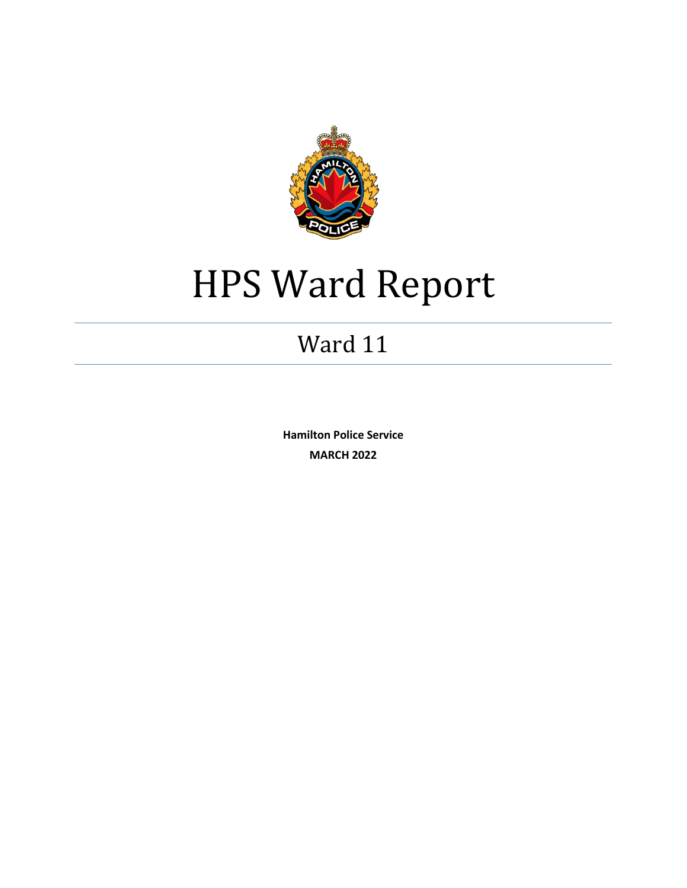# HPS Ward Report

## Ward 11

**Hamilton Police Service**

**MARCH 2022**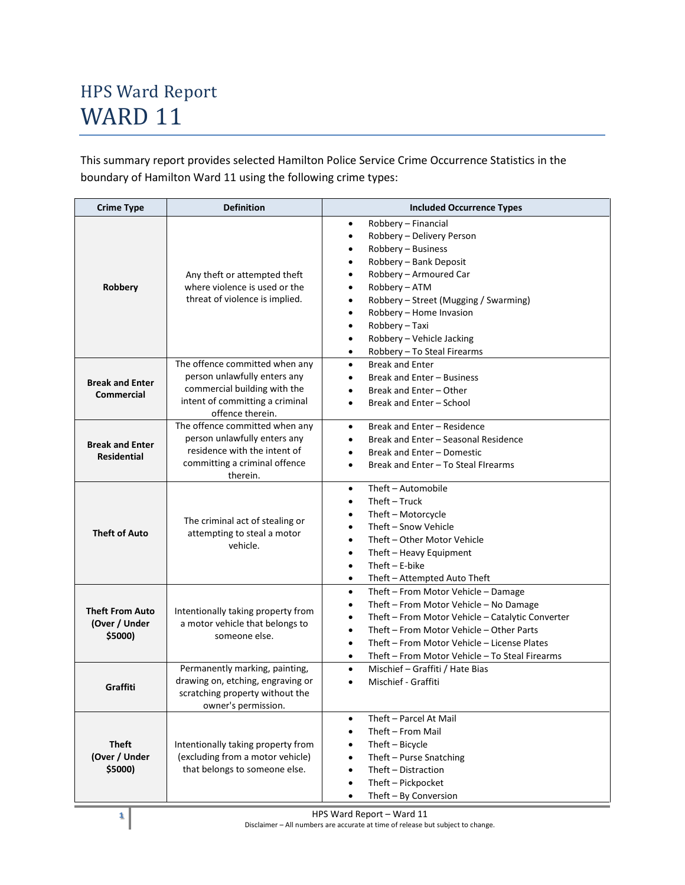# HPS Ward Report

# WARD 11

This summary report provides selected Hamilton Police Service Crime Occurrence Statistics in the boundary of Hamilton Ward 11 using the following crime types:

| Crime Type | Definition | Included Occurrence Types |
|---|---|---|
| **Robbery** | Any theft or attempted theft where violence is used or the threat of violence is implied. | • Robbery – Financial<br>• Robbery – Delivery Person<br>• Robbery – Business<br>• Robbery – Bank Deposit<br>• Robbery – Armoured Car<br>• Robbery – ATM<br>• Robbery – Street (Mugging / Swarming)<br>• Robbery – Home Invasion<br>• Robbery – Taxi<br>• Robbery – Vehicle Jacking<br>• Robbery – To Steal Firearms |
| **Break and Enter Commercial** | The offence committed when any person unlawfully enters any commercial building with the intent of committing a criminal offence therein. | • Break and Enter<br>• Break and Enter – Business<br>• Break and Enter – Other<br>• Break and Enter – School |
| **Break and Enter Residential** | The offence committed when any person unlawfully enters any residence with the intent of committing a criminal offence therein. | • Break and Enter – Residence<br>• Break and Enter – Seasonal Residence<br>• Break and Enter – Domestic<br>• Break and Enter – To Steal FIrearms |
| **Theft of Auto** | The criminal act of stealing or attempting to steal a motor vehicle. | • Theft – Automobile<br>• Theft – Truck<br>• Theft – Motorcycle<br>• Theft – Snow Vehicle<br>• Theft – Other Motor Vehicle<br>• Theft – Heavy Equipment<br>• Theft – E-bike<br>• Theft – Attempted Auto Theft |
| **Theft From Auto (Over / Under $5000)** | Intentionally taking property from a motor vehicle that belongs to someone else. | • Theft – From Motor Vehicle – Damage<br>• Theft – From Motor Vehicle – No Damage<br>• Theft – From Motor Vehicle – Catalytic Converter<br>• Theft – From Motor Vehicle – Other Parts<br>• Theft – From Motor Vehicle – License Plates<br>• Theft – From Motor Vehicle – To Steal Firearms |
| **Graffiti** | Permanently marking, painting, drawing on, etching, engraving or scratching property without the owner's permission. | • Mischief – Graffiti / Hate Bias<br>• Mischief - Graffiti |
| **Theft (Over / Under $5000)** | Intentionally taking property from (excluding from a motor vehicle) that belongs to someone else. | • Theft – Parcel At Mail<br>• Theft – From Mail<br>• Theft – Bicycle<br>• Theft – Purse Snatching<br>• Theft – Distraction<br>• Theft – Pickpocket<br>• Theft – By Conversion |

Disclaimer – All numbers are accurate at time of release but subject to change.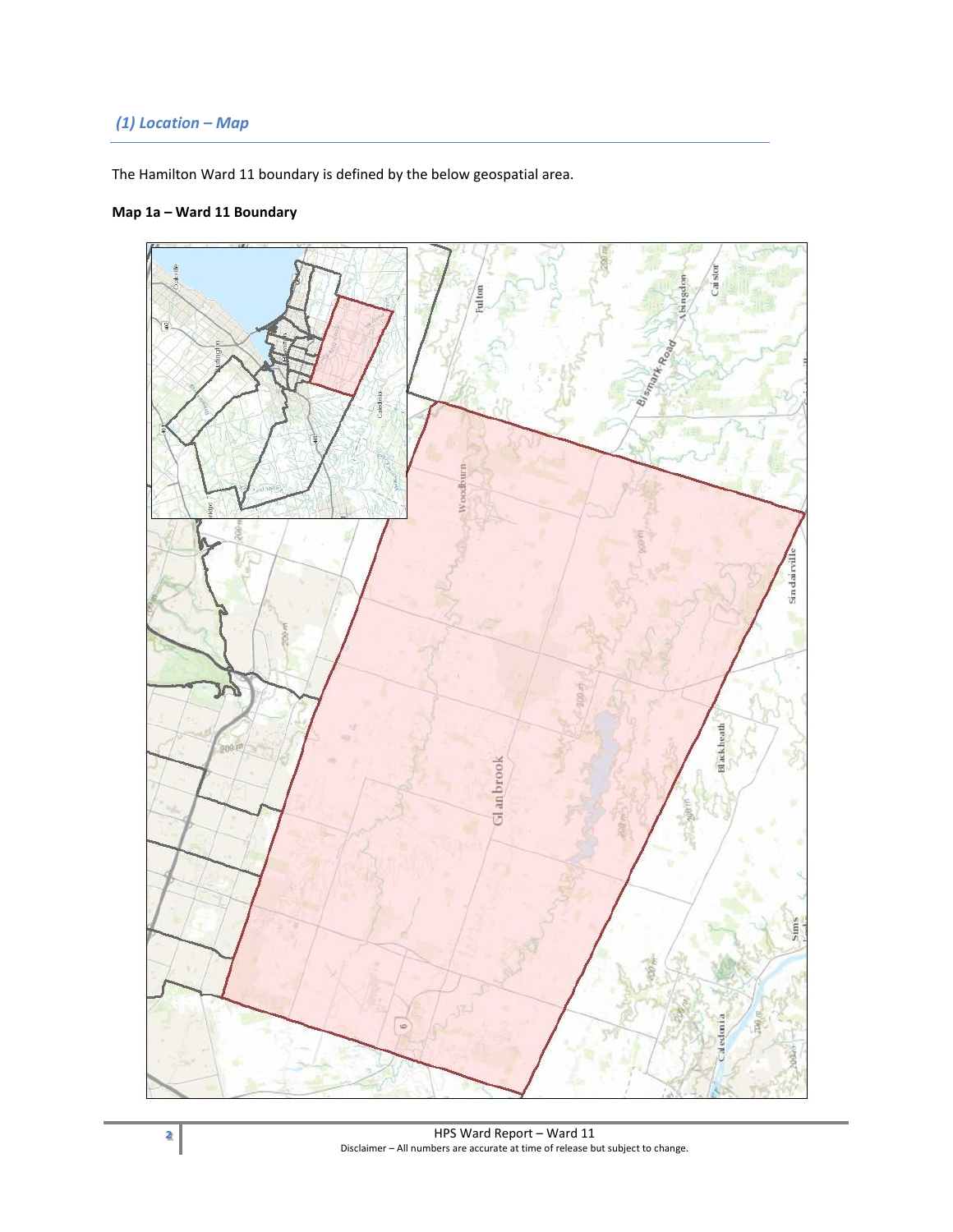## *(1) Location – Map*

The Hamilton Ward 11 boundary is defined by the below geospatial area.

**Map 1a – Ward 11 Boundary**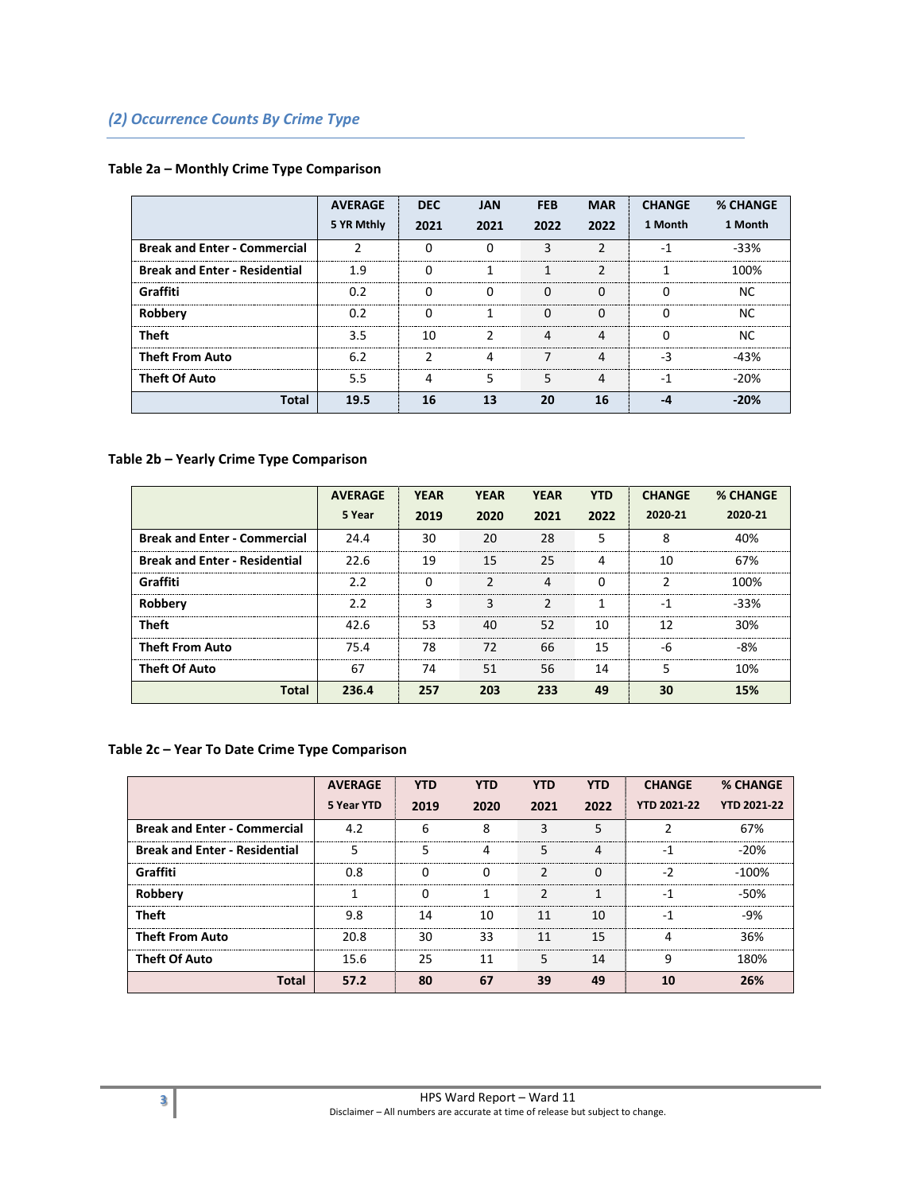## *(2) Occurrence Counts By Crime Type*

### Table 2a – Monthly Crime Type Comparison

| | AVERAGE 5 YR Mthly | DEC 2021 | JAN 2021 | FEB 2022 | MAR 2022 | CHANGE 1 Month | % CHANGE 1 Month |
|---|---|---|---|---|---|---|---|
| **Break and Enter - Commercial** | 2 | 0 | 0 | 3 | 2 | -1 | -33% |
| **Break and Enter - Residential** | 1.9 | 0 | 1 | 1 | 2 | 1 | 100% |
| **Graffiti** | 0.2 | 0 | 0 | 0 | 0 | 0 | NC |
| **Robbery** | 0.2 | 0 | 1 | 0 | 0 | 0 | NC |
| **Theft** | 3.5 | 10 | 2 | 4 | 4 | 0 | NC |
| **Theft From Auto** | 6.2 | 2 | 4 | 7 | 4 | -3 | -43% |
| **Theft Of Auto** | 5.5 | 4 | 5 | 5 | 4 | -1 | -20% |
| **Total** | **19.5** | **16** | **13** | **20** | **16** | **-4** | **-20%** |

### Table 2b – Yearly Crime Type Comparison

| | AVERAGE 5 Year | YEAR 2019 | YEAR 2020 | YEAR 2021 | YTD 2022 | CHANGE 2020-21 | % CHANGE 2020-21 |
|---|---|---|---|---|---|---|---|
| **Break and Enter - Commercial** | 24.4 | 30 | 20 | 28 | 5 | 8 | 40% |
| **Break and Enter - Residential** | 22.6 | 19 | 15 | 25 | 4 | 10 | 67% |
| **Graffiti** | 2.2 | 0 | 2 | 4 | 0 | 2 | 100% |
| **Robbery** | 2.2 | 3 | 3 | 2 | 1 | -1 | -33% |
| **Theft** | 42.6 | 53 | 40 | 52 | 10 | 12 | 30% |
| **Theft From Auto** | 75.4 | 78 | 72 | 66 | 15 | -6 | -8% |
| **Theft Of Auto** | 67 | 74 | 51 | 56 | 14 | 5 | 10% |
| **Total** | **236.4** | **257** | **203** | **233** | **49** | **30** | **15%** |

### Table 2c – Year To Date Crime Type Comparison

| | AVERAGE 5 Year YTD | YTD 2019 | YTD 2020 | YTD 2021 | YTD 2022 | CHANGE YTD 2021-22 | % CHANGE YTD 2021-22 |
|---|---|---|---|---|---|---|---|
| **Break and Enter - Commercial** | 4.2 | 6 | 8 | 3 | 5 | 2 | 67% |
| **Break and Enter - Residential** | 5 | 5 | 4 | 5 | 4 | -1 | -20% |
| **Graffiti** | 0.8 | 0 | 0 | 2 | 0 | -2 | -100% |
| **Robbery** | 1 | 0 | 1 | 2 | 1 | -1 | -50% |
| **Theft** | 9.8 | 14 | 10 | 11 | 10 | -1 | -9% |
| **Theft From Auto** | 20.8 | 30 | 33 | 11 | 15 | 4 | 36% |
| **Theft Of Auto** | 15.6 | 25 | 11 | 5 | 14 | 9 | 180% |
| **Total** | **57.2** | **80** | **67** | **39** | **49** | **10** | **26%** |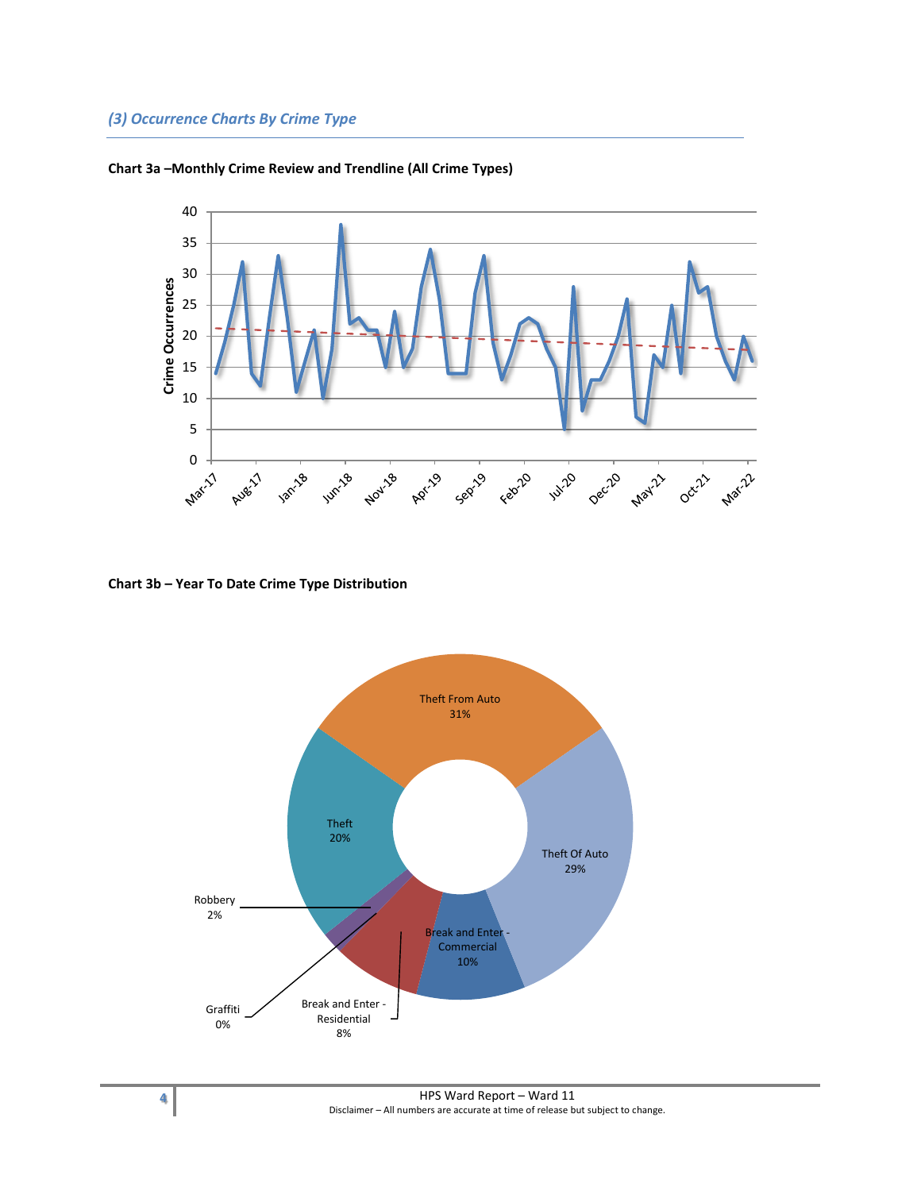## *(3) Occurrence Charts By Crime Type*

**Chart 3a –Monthly Crime Review and Trendline (All Crime Types)**

Crime Occurrences

40
35
30
25
20
15
10
5
0

Mar-17, Aug-17, Jan-18, Jun-18, Nov-18, Apr-19, Sep-19, Feb-20, Jul-20, Dec-20, May-21, Oct-21, Mar-22

**Chart 3b – Year To Date Crime Type Distribution**

Theft From Auto 31%

Theft Of Auto 29%

Break and Enter - Commercial 10%

Break and Enter - Residential 8%

Graffiti 0%

Robbery 2%

Theft 20%